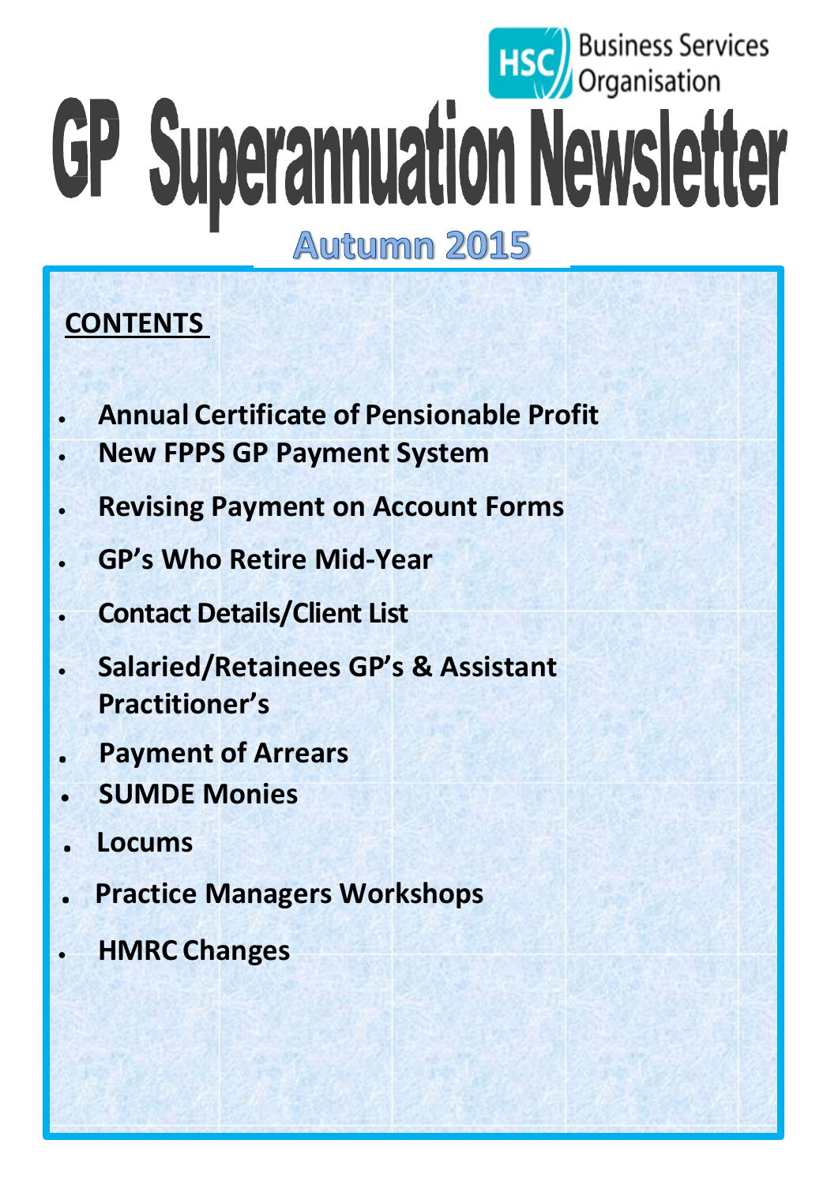HSC Business Services Organisation

# GP Superannuation Newsletter

## Autumn 2015

**CONTENTS**

- **Annual Certificate of Pensionable Profit**
- **New FPPS GP Payment System**
- **Revising Payment on Account Forms**
- **GP's Who Retire Mid-Year**
- **Contact Details/Client List**
- **Salaried/Retainees GP's & Assistant Practitioner's**
- **Payment of Arrears**
- **SUMDE Monies**
- **Locums**
- **Practice Managers Workshops**
- **HMRC Changes**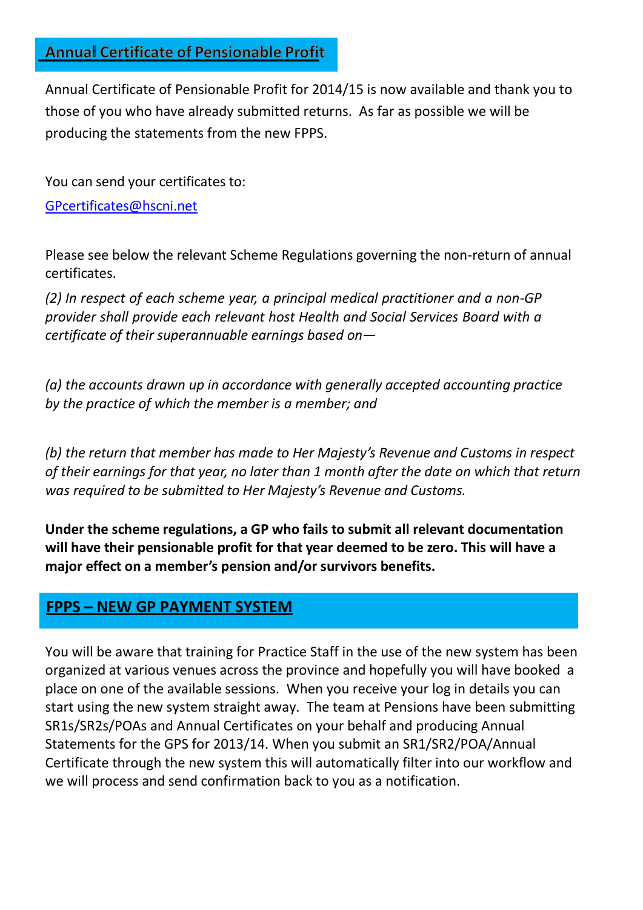## Annual Certificate of Pensionable Profit

Annual Certificate of Pensionable Profit for 2014/15 is now available and thank you to those of you who have already submitted returns. As far as possible we will be producing the statements from the new FPPS.

You can send your certificates to:

GPcertificates@hscni.net

Please see below the relevant Scheme Regulations governing the non-return of annual certificates.

*(2) In respect of each scheme year, a principal medical practitioner and a non-GP provider shall provide each relevant host Health and Social Services Board with a certificate of their superannuable earnings based on—*

*(a) the accounts drawn up in accordance with generally accepted accounting practice by the practice of which the member is a member; and*

*(b) the return that member has made to Her Majesty's Revenue and Customs in respect of their earnings for that year, no later than 1 month after the date on which that return was required to be submitted to Her Majesty's Revenue and Customs.*

**Under the scheme regulations, a GP who fails to submit all relevant documentation will have their pensionable profit for that year deemed to be zero. This will have a major effect on a member's pension and/or survivors benefits.**

## FPPS – NEW GP PAYMENT SYSTEM

You will be aware that training for Practice Staff in the use of the new system has been organized at various venues across the province and hopefully you will have booked a place on one of the available sessions. When you receive your log in details you can start using the new system straight away. The team at Pensions have been submitting SR1s/SR2s/POAs and Annual Certificates on your behalf and producing Annual Statements for the GPS for 2013/14. When you submit an SR1/SR2/POA/Annual Certificate through the new system this will automatically filter into our workflow and we will process and send confirmation back to you as a notification.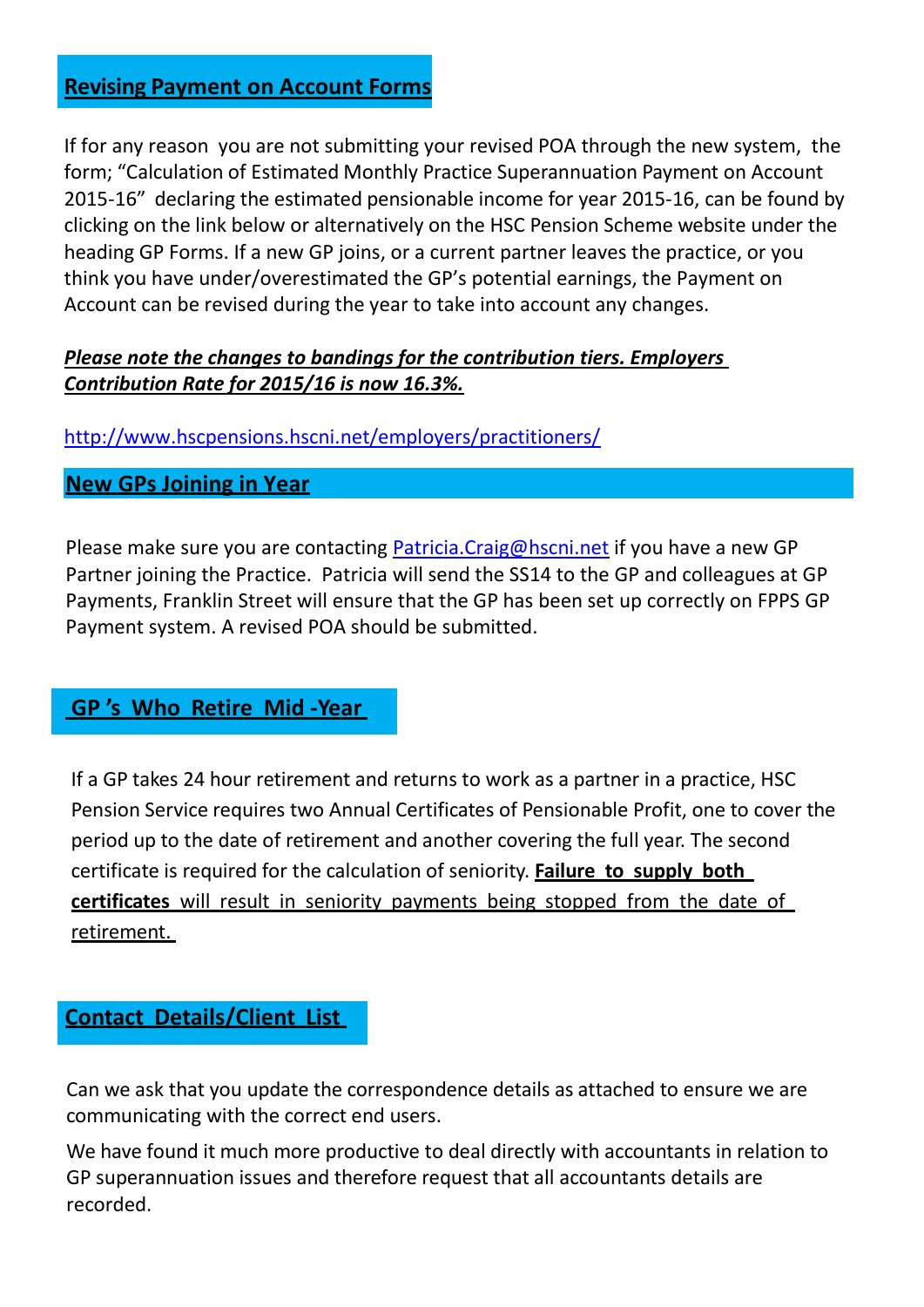## **Revising Payment on Account Forms**

If for any reason you are not submitting your revised POA through the new system, the form; "Calculation of Estimated Monthly Practice Superannuation Payment on Account 2015-16" declaring the estimated pensionable income for year 2015-16, can be found by clicking on the link below or alternatively on the HSC Pension Scheme website under the heading GP Forms. If a new GP joins, or a current partner leaves the practice, or you think you have under/overestimated the GP's potential earnings, the Payment on Account can be revised during the year to take into account any changes.

***Please note the changes to bandings for the contribution tiers. Employers Contribution Rate for 2015/16 is now 16.3%.***

http://www.hscpensions.hscni.net/employers/practitioners/

## **New GPs Joining in Year**

Please make sure you are contacting Patricia.Craig@hscni.net if you have a new GP Partner joining the Practice. Patricia will send the SS14 to the GP and colleagues at GP Payments, Franklin Street will ensure that the GP has been set up correctly on FPPS GP Payment system. A revised POA should be submitted.

## **GP 's Who Retire Mid -Year**

If a GP takes 24 hour retirement and returns to work as a partner in a practice, HSC Pension Service requires two Annual Certificates of Pensionable Profit, one to cover the period up to the date of retirement and another covering the full year. The second certificate is required for the calculation of seniority. **Failure to supply both certificates** will result in seniority payments being stopped from the date of retirement.

## **Contact Details/Client List**

Can we ask that you update the correspondence details as attached to ensure we are communicating with the correct end users.

We have found it much more productive to deal directly with accountants in relation to GP superannuation issues and therefore request that all accountants details are recorded.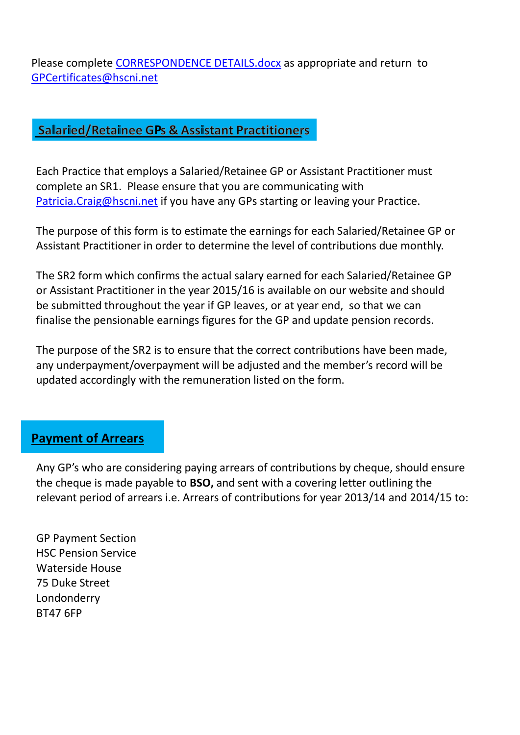Please complete [CORRESPONDENCE DETAILS.docx](CORRESPONDENCE DETAILS.docx) as appropriate and return to [GPCertificates@hscni.net](mailto:GPCertificates@hscni.net)

## Salaried/Retainee GPs & Assistant Practitioners

Each Practice that employs a Salaried/Retainee GP or Assistant Practitioner must complete an SR1. Please ensure that you are communicating with [Patricia.Craig@hscni.net](mailto:Patricia.Craig@hscni.net) if you have any GPs starting or leaving your Practice.

The purpose of this form is to estimate the earnings for each Salaried/Retainee GP or Assistant Practitioner in order to determine the level of contributions due monthly.

The SR2 form which confirms the actual salary earned for each Salaried/Retainee GP or Assistant Practitioner in the year 2015/16 is available on our website and should be submitted throughout the year if GP leaves, or at year end, so that we can finalise the pensionable earnings figures for the GP and update pension records.

The purpose of the SR2 is to ensure that the correct contributions have been made, any underpayment/overpayment will be adjusted and the member's record will be updated accordingly with the remuneration listed on the form.

## Payment of Arrears

Any GP's who are considering paying arrears of contributions by cheque, should ensure the cheque is made payable to **BSO,** and sent with a covering letter outlining the relevant period of arrears i.e. Arrears of contributions for year 2013/14 and 2014/15 to:

GP Payment Section
HSC Pension Service
Waterside House
75 Duke Street
Londonderry
BT47 6FP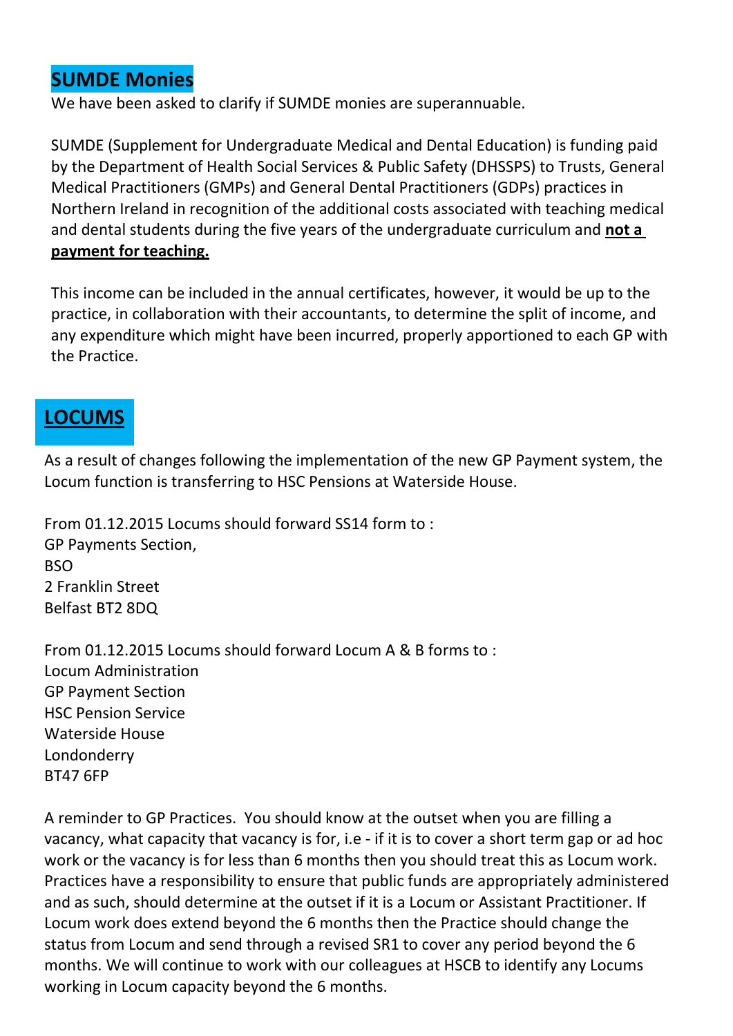## SUMDE Monies

We have been asked to clarify if SUMDE monies are superannuable.

SUMDE (Supplement for Undergraduate Medical and Dental Education) is funding paid by the Department of Health Social Services & Public Safety (DHSSPS) to Trusts, General Medical Practitioners (GMPs) and General Dental Practitioners (GDPs) practices in Northern Ireland in recognition of the additional costs associated with teaching medical and dental students during the five years of the undergraduate curriculum and **not a payment for teaching.**

This income can be included in the annual certificates, however, it would be up to the practice, in collaboration with their accountants, to determine the split of income, and any expenditure which might have been incurred, properly apportioned to each GP with the Practice.

## LOCUMS

As a result of changes following the implementation of the new GP Payment system, the Locum function is transferring to HSC Pensions at Waterside House.

From 01.12.2015 Locums should forward SS14 form to :
GP Payments Section,
BSO
2 Franklin Street
Belfast BT2 8DQ

From 01.12.2015 Locums should forward Locum A & B forms to :
Locum Administration
GP Payment Section
HSC Pension Service
Waterside House
Londonderry
BT47 6FP

A reminder to GP Practices. You should know at the outset when you are filling a vacancy, what capacity that vacancy is for, i.e - if it is to cover a short term gap or ad hoc work or the vacancy is for less than 6 months then you should treat this as Locum work. Practices have a responsibility to ensure that public funds are appropriately administered and as such, should determine at the outset if it is a Locum or Assistant Practitioner. If Locum work does extend beyond the 6 months then the Practice should change the status from Locum and send through a revised SR1 to cover any period beyond the 6 months. We will continue to work with our colleagues at HSCB to identify any Locums working in Locum capacity beyond the 6 months.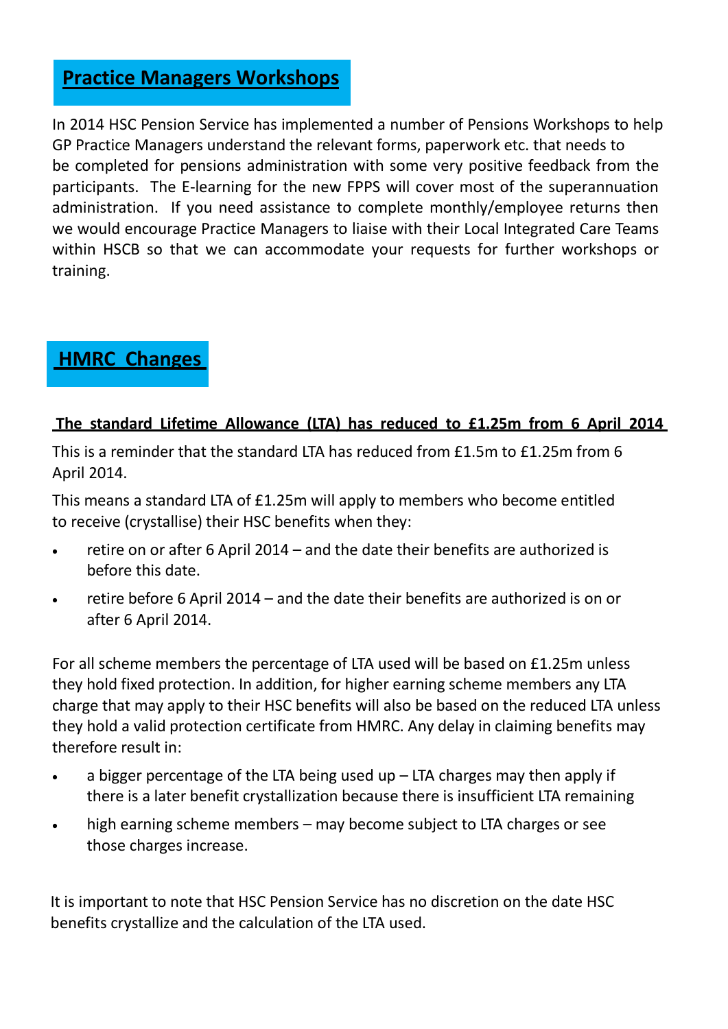## **Practice Managers Workshops**

In 2014 HSC Pension Service has implemented a number of Pensions Workshops to help GP Practice Managers understand the relevant forms, paperwork etc. that needs to be completed for pensions administration with some very positive feedback from the participants. The E-learning for the new FPPS will cover most of the superannuation administration. If you need assistance to complete monthly/employee returns then we would encourage Practice Managers to liaise with their Local Integrated Care Teams within HSCB so that we can accommodate your requests for further workshops or training.

## **HMRC Changes**

**The standard Lifetime Allowance (LTA) has reduced to £1.25m from 6 April 2014**

This is a reminder that the standard LTA has reduced from £1.5m to £1.25m from 6 April 2014.

This means a standard LTA of £1.25m will apply to members who become entitled to receive (crystallise) their HSC benefits when they:

- retire on or after 6 April 2014 – and the date their benefits are authorized is before this date.
- retire before 6 April 2014 – and the date their benefits are authorized is on or after 6 April 2014.

For all scheme members the percentage of LTA used will be based on £1.25m unless they hold fixed protection. In addition, for higher earning scheme members any LTA charge that may apply to their HSC benefits will also be based on the reduced LTA unless they hold a valid protection certificate from HMRC. Any delay in claiming benefits may therefore result in:

- a bigger percentage of the LTA being used up – LTA charges may then apply if there is a later benefit crystallization because there is insufficient LTA remaining
- high earning scheme members – may become subject to LTA charges or see those charges increase.

It is important to note that HSC Pension Service has no discretion on the date HSC benefits crystallize and the calculation of the LTA used.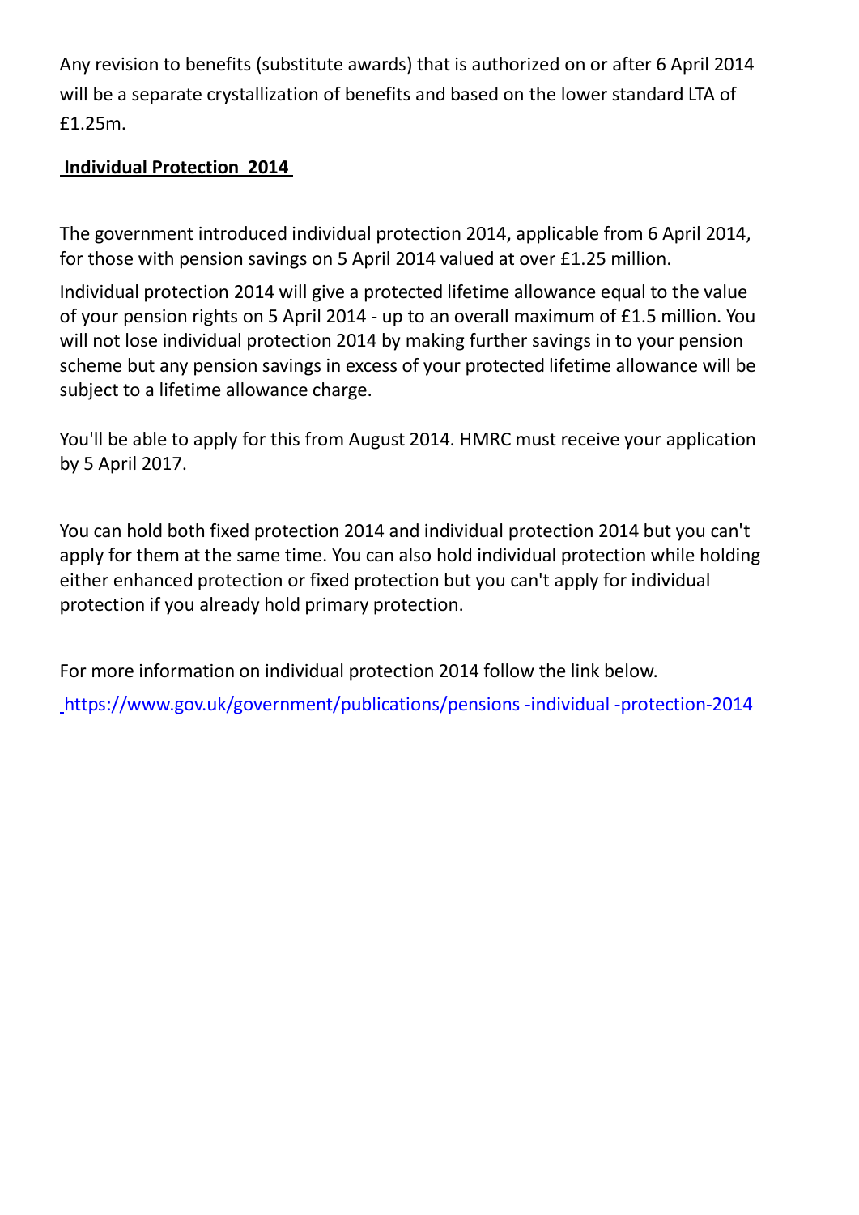Any revision to benefits (substitute awards) that is authorized on or after 6 April 2014 will be a separate crystallization of benefits and based on the lower standard LTA of £1.25m.

**Individual Protection 2014**

The government introduced individual protection 2014, applicable from 6 April 2014, for those with pension savings on 5 April 2014 valued at over £1.25 million.

Individual protection 2014 will give a protected lifetime allowance equal to the value of your pension rights on 5 April 2014 - up to an overall maximum of £1.5 million. You will not lose individual protection 2014 by making further savings in to your pension scheme but any pension savings in excess of your protected lifetime allowance will be subject to a lifetime allowance charge.

You'll be able to apply for this from August 2014. HMRC must receive your application by 5 April 2017.

You can hold both fixed protection 2014 and individual protection 2014 but you can't apply for them at the same time. You can also hold individual protection while holding either enhanced protection or fixed protection but you can't apply for individual protection if you already hold primary protection.

For more information on individual protection 2014 follow the link below.

https://www.gov.uk/government/publications/pensions -individual -protection-2014